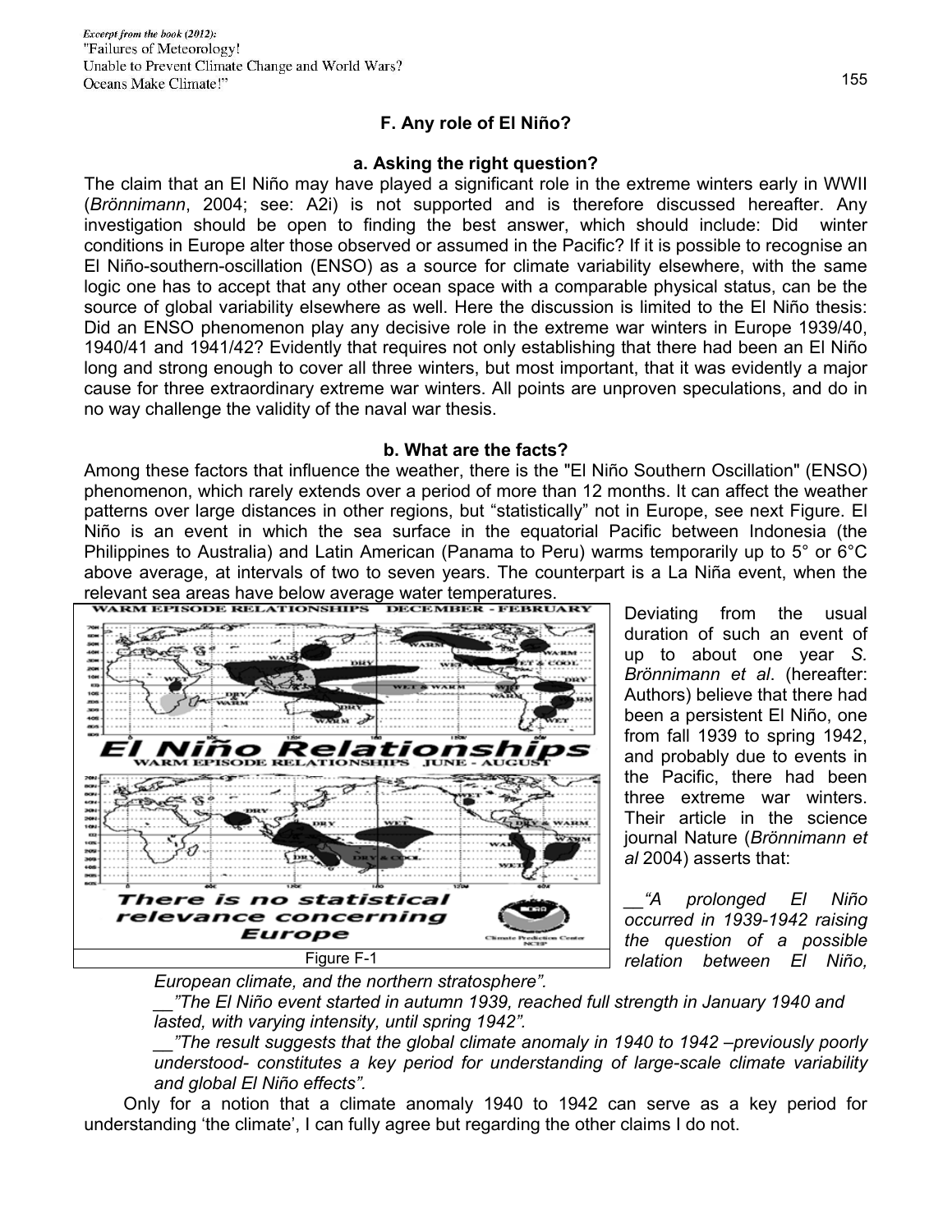## F. Any role of El Niño?

### a. Asking the right question?

The claim that an El Niño may have played a significant role in the extreme winters early in WWII (*Brönnimann*, 2004; see: A2i) is not supported and is therefore discussed hereafter. Any investigation should be open to finding the best answer, which should include: Did winter conditions in Europe alter those observed or assumed in the Pacific? If it is possible to recognise an El Niño-southern-oscillation (ENSO) as a source for climate variability elsewhere, with the same logic one has to accept that any other ocean space with a comparable physical status, can be the source of global variability elsewhere as well. Here the discussion is limited to the El Niño thesis: Did an ENSO phenomenon play any decisive role in the extreme war winters in Europe 1939/40, 1940/41 and 1941/42? Evidently that requires not only establishing that there had been an El Niño long and strong enough to cover all three winters, but most important, that it was evidently a major cause for three extraordinary extreme war winters. All points are unproven speculations, and do in no way challenge the validity of the naval war thesis.

### b. What are the facts?

Among these factors that influence the weather, there is the "El Niño Southern Oscillation" (ENSO) phenomenon, which rarely extends over a period of more than 12 months. It can affect the weather patterns over large distances in other regions, but "statistically" not in Europe, see next Figure. El Niño is an event in which the sea surface in the equatorial Pacific between Indonesia (the Philippines to Australia) and Latin American (Panama to Peru) warms temporarily up to 5° or 6°C above average, at intervals of two to seven years. The counterpart is a La Niña event, when the relevant sea areas have below average water temperatures.

Figure F-1

Deviating from the usual duration of such an event of up to about one year *S. Brönnimann et al*. (hereafter: Authors) believe that there had been a persistent El Niño, one from fall 1939 to spring 1942, and probably due to events in the Pacific, there had been three extreme war winters. Their article in the science journal Nature (*Brönnimann et al* 2004) asserts that:

> __*"A prolonged El Niño occurred in 1939-1942 raising the question of a possible relation between El Niño, European climate, and the northern stratosphere".*
>
> __*"The El Niño event started in autumn 1939, reached full strength in January 1940 and lasted, with varying intensity, until spring 1942".*
>
> __*"The result suggests that the global climate anomaly in 1940 to 1942 –previously poorly understood- constitutes a key period for understanding of large-scale climate variability and global El Niño effects".*

Only for a notion that a climate anomaly 1940 to 1942 can serve as a key period for understanding 'the climate', I can fully agree but regarding the other claims I do not.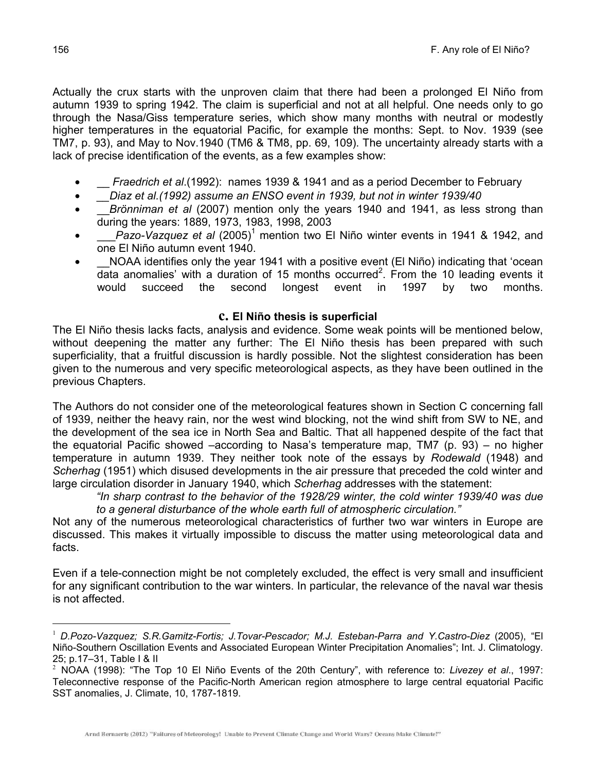Actually the crux starts with the unproven claim that there had been a prolonged El Niño from autumn 1939 to spring 1942. The claim is superficial and not at all helpful. One needs only to go through the Nasa/Giss temperature series, which show many months with neutral or modestly higher temperatures in the equatorial Pacific, for example the months: Sept. to Nov. 1939 (see TM7, p. 93), and May to Nov.1940 (TM6 & TM8, pp. 69, 109). The uncertainty already starts with a lack of precise identification of the events, as a few examples show:

- __ *Fraedrich et al*.(1992): names 1939 & 1941 and as a period December to February
- *__Diaz et al.(1992) assume an ENSO event in 1939, but not in winter 1939/40*
- __*Brönniman et al* (2007) mention only the years 1940 and 1941, as less strong than during the years: 1889, 1973, 1983, 1998, 2003
- ___*Pazo-Vazquez et al* (2005)[1] mention two El Niño winter events in 1941 & 1942, and one El Niño autumn event 1940.
- __NOAA identifies only the year 1941 with a positive event (El Niño) indicating that 'ocean data anomalies' with a duration of 15 months occurred[2]. From the 10 leading events it would succeed the second longest event in 1997 by two months.

### c. El Niño thesis is superficial

The El Niño thesis lacks facts, analysis and evidence. Some weak points will be mentioned below, without deepening the matter any further: The El Niño thesis has been prepared with such superficiality, that a fruitful discussion is hardly possible. Not the slightest consideration has been given to the numerous and very specific meteorological aspects, as they have been outlined in the previous Chapters.

The Authors do not consider one of the meteorological features shown in Section C concerning fall of 1939, neither the heavy rain, nor the west wind blocking, not the wind shift from SW to NE, and the development of the sea ice in North Sea and Baltic. That all happened despite of the fact that the equatorial Pacific showed –according to Nasa's temperature map, TM7 (p. 93) – no higher temperature in autumn 1939. They neither took note of the essays by *Rodewald* (1948) and *Scherhag* (1951) which disused developments in the air pressure that preceded the cold winter and large circulation disorder in January 1940, which *Scherhag* addresses with the statement:

> *"In sharp contrast to the behavior of the 1928/29 winter, the cold winter 1939/40 was due to a general disturbance of the whole earth full of atmospheric circulation."*

Not any of the numerous meteorological characteristics of further two war winters in Europe are discussed. This makes it virtually impossible to discuss the matter using meteorological data and facts.

Even if a tele-connection might be not completely excluded, the effect is very small and insufficient for any significant contribution to the war winters. In particular, the relevance of the naval war thesis is not affected.

---

[1] *D.Pozo-Vazquez; S.R.Gamitz-Fortis; J.Tovar-Pescador; M.J. Esteban-Parra and Y.Castro-Diez* (2005), "El Niño-Southern Oscillation Events and Associated European Winter Precipitation Anomalies"; Int. J. Climatology. 25; p.17–31, Table I & II

[2] NOAA (1998): "The Top 10 El Niño Events of the 20th Century", with reference to: *Livezey et al*., 1997: Teleconnective response of the Pacific-North American region atmosphere to large central equatorial Pacific SST anomalies, J. Climate, 10, 1787-1819.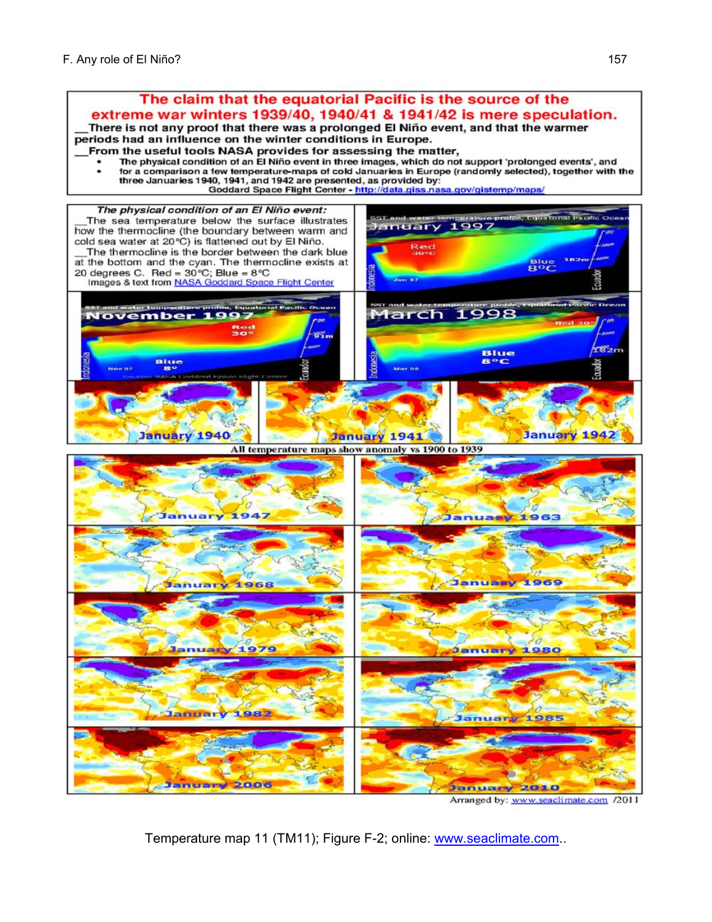**The claim that the equatorial Pacific is the source of the extreme war winters 1939/40, 1940/41 & 1941/42 is mere speculation.**

__There is not any proof that there was a prolonged El Niño event, and that the warmer periods had an influence on the winter conditions in Europe.

__From the useful tools NASA provides for assessing the matter,

- The physical condition of an El Niño event in three images, which do not support 'prolonged events', and
- for a comparison a few temperature-maps of cold Januaries in Europe (randomly selected), together with the three Januaries 1940, 1941, and 1942 are presented, as provided by:

Goddard Space Flight Center - http://data.giss.nasa.gov/gistemp/maps/

***The physical condition of an El Niño event:***

__The sea temperature below the surface illustrates how the thermocline (the boundary between warm and cold sea water at 20°C) is flattened out by El Niño.

__The thermocline is the border between the dark blue at the bottom and the cyan. The thermocline exists at 20 degrees C. Red = 30°C; Blue = 8°C

Images & text from NASA Goddard Space Flight Center

All temperature maps show anomaly vs 1900 to 1939

Arranged by: www.seaclimate.com /2011

Temperature map 11 (TM11); Figure F-2; online: www.seaclimate.com..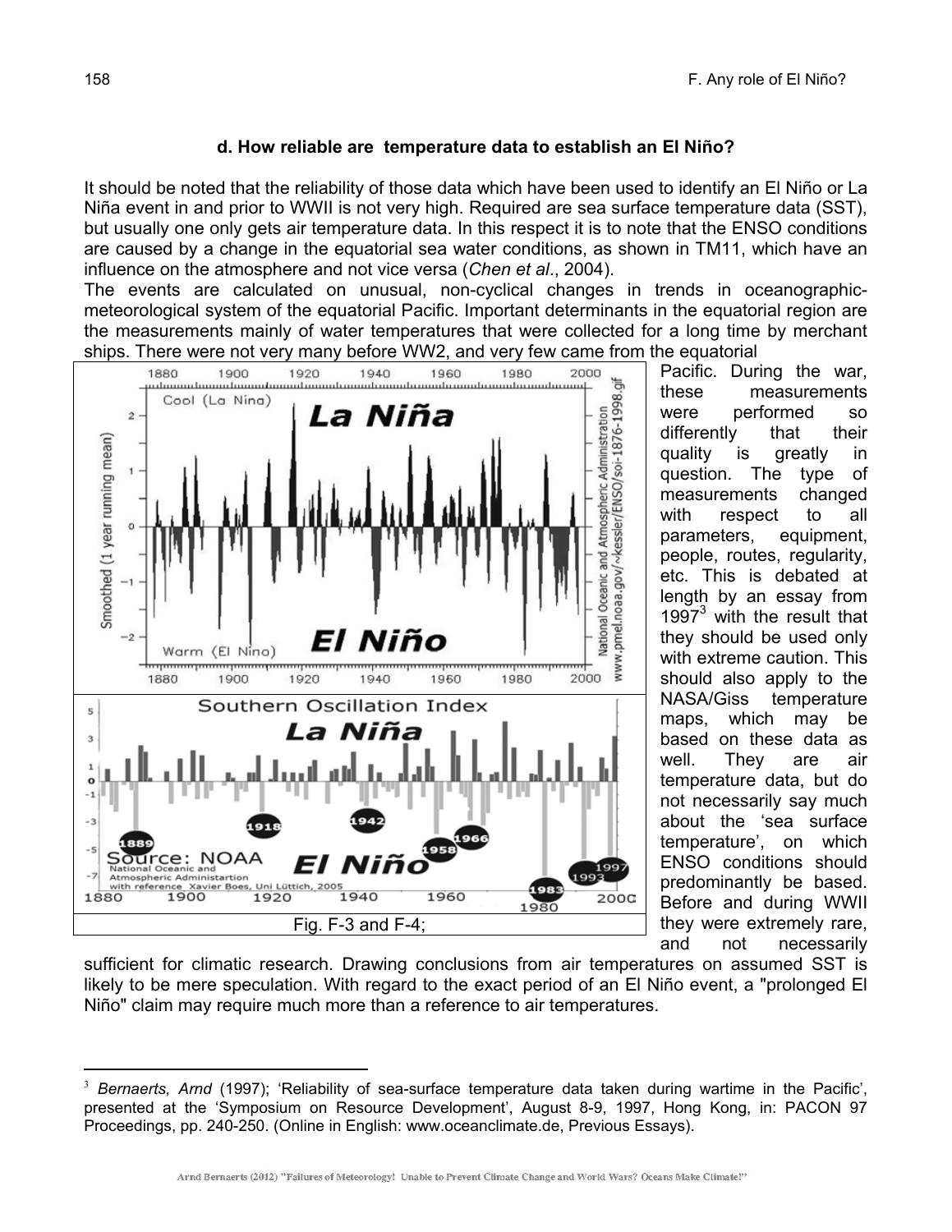### d. How reliable are temperature data to establish an El Niño?

It should be noted that the reliability of those data which have been used to identify an El Niño or La Niña event in and prior to WWII is not very high. Required are sea surface temperature data (SST), but usually one only gets air temperature data. In this respect it is to note that the ENSO conditions are caused by a change in the equatorial sea water conditions, as shown in TM11, which have an influence on the atmosphere and not vice versa (*Chen et al*., 2004).

The events are calculated on unusual, non-cyclical changes in trends in oceanographic-meteorological system of the equatorial Pacific. Important determinants in the equatorial region are the measurements mainly of water temperatures that were collected for a long time by merchant ships. There were not very many before WW2, and very few came from the equatorial Pacific. During the war, these measurements were performed so differently that their quality is greatly in question. The type of measurements changed with respect to all parameters, equipment, people, routes, regularity, etc. This is debated at length by an essay from 1997[3] with the result that they should be used only with extreme caution. This should also apply to the NASA/Giss temperature maps, which may be based on these data as well. They are air temperature data, but do not necessarily say much about the 'sea surface temperature', on which ENSO conditions should predominantly be based. Before and during WWII they were extremely rare, and not necessarily sufficient for climatic research. Drawing conclusions from air temperatures on assumed SST is likely to be mere speculation. With regard to the exact period of an El Niño event, a "prolonged El Niño" claim may require much more than a reference to air temperatures.

Fig. F-3 and F-4;

[3] *Bernaerts, Arnd* (1997); 'Reliability of sea-surface temperature data taken during wartime in the Pacific', presented at the 'Symposium on Resource Development', August 8-9, 1997, Hong Kong, in: PACON 97 Proceedings, pp. 240-250. (Online in English: www.oceanclimate.de, Previous Essays).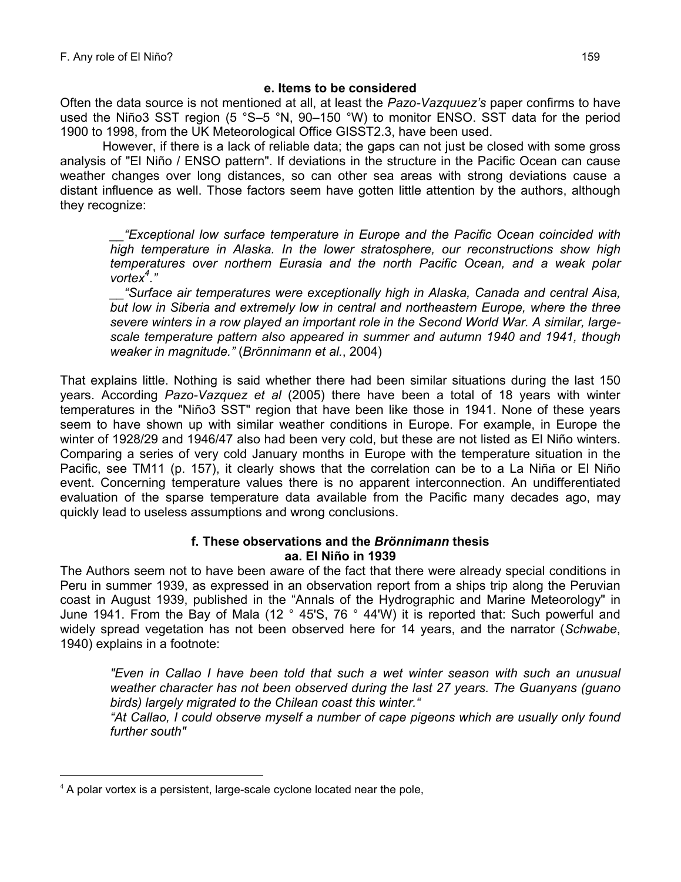### e. Items to be considered

Often the data source is not mentioned at all, at least the *Pazo-Vazquuez's* paper confirms to have used the Niño3 SST region (5 °S–5 °N, 90–150 °W) to monitor ENSO. SST data for the period 1900 to 1998, from the UK Meteorological Office GISST2.3, have been used.

However, if there is a lack of reliable data; the gaps can not just be closed with some gross analysis of "El Niño / ENSO pattern". If deviations in the structure in the Pacific Ocean can cause weather changes over long distances, so can other sea areas with strong deviations cause a distant influence as well. Those factors seem have gotten little attention by the authors, although they recognize:

> __*"Exceptional low surface temperature in Europe and the Pacific Ocean coincided with high temperature in Alaska. In the lower stratosphere, our reconstructions show high temperatures over northern Eurasia and the north Pacific Ocean, and a weak polar vortex[4]."*
>
> __*"Surface air temperatures were exceptionally high in Alaska, Canada and central Aisa, but low in Siberia and extremely low in central and northeastern Europe, where the three severe winters in a row played an important role in the Second World War. A similar, large-scale temperature pattern also appeared in summer and autumn 1940 and 1941, though weaker in magnitude."* (*Brönnimann et al.*, 2004)

That explains little. Nothing is said whether there had been similar situations during the last 150 years. According *Pazo-Vazquez et al* (2005) there have been a total of 18 years with winter temperatures in the "Niño3 SST" region that have been like those in 1941. None of these years seem to have shown up with similar weather conditions in Europe. For example, in Europe the winter of 1928/29 and 1946/47 also had been very cold, but these are not listed as El Niño winters. Comparing a series of very cold January months in Europe with the temperature situation in the Pacific, see TM11 (p. 157), it clearly shows that the correlation can be to a La Niña or El Niño event. Concerning temperature values there is no apparent interconnection. An undifferentiated evaluation of the sparse temperature data available from the Pacific many decades ago, may quickly lead to useless assumptions and wrong conclusions.

### f. These observations and the *Brönnimann* thesis

#### aa. El Niño in 1939

The Authors seem not to have been aware of the fact that there were already special conditions in Peru in summer 1939, as expressed in an observation report from a ships trip along the Peruvian coast in August 1939, published in the "Annals of the Hydrographic and Marine Meteorology" in June 1941. From the Bay of Mala (12 ° 45'S, 76 ° 44'W) it is reported that: Such powerful and widely spread vegetation has not been observed here for 14 years, and the narrator (*Schwabe*, 1940) explains in a footnote:

> *"Even in Callao I have been told that such a wet winter season with such an unusual weather character has not been observed during the last 27 years. The Guanyans (guano birds) largely migrated to the Chilean coast this winter."*
>
> *"At Callao, I could observe myself a number of cape pigeons which are usually only found further south"*

---

[4] A polar vortex is a persistent, large-scale cyclone located near the pole,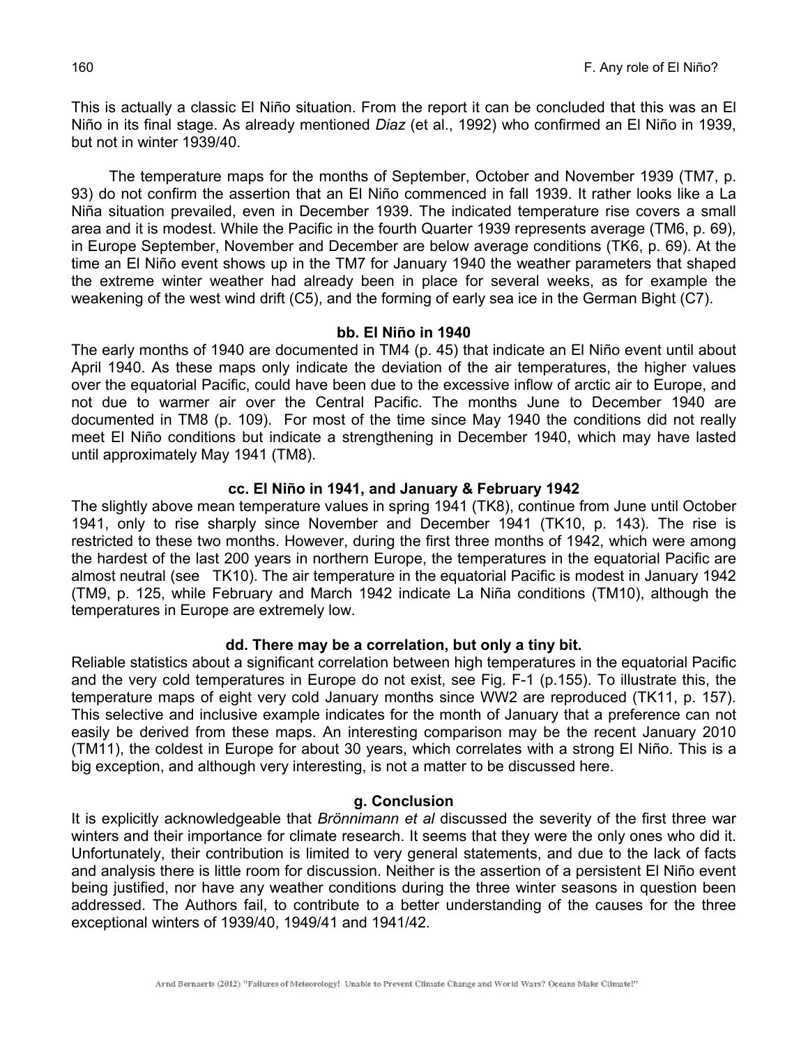This is actually a classic El Niño situation. From the report it can be concluded that this was an El Niño in its final stage. As already mentioned *Diaz* (et al., 1992) who confirmed an El Niño in 1939, but not in winter 1939/40.

The temperature maps for the months of September, October and November 1939 (TM7, p. 93) do not confirm the assertion that an El Niño commenced in fall 1939. It rather looks like a La Niña situation prevailed, even in December 1939. The indicated temperature rise covers a small area and it is modest. While the Pacific in the fourth Quarter 1939 represents average (TM6, p. 69), in Europe September, November and December are below average conditions (TK6, p. 69). At the time an El Niño event shows up in the TM7 for January 1940 the weather parameters that shaped the extreme winter weather had already been in place for several weeks, as for example the weakening of the west wind drift (C5), and the forming of early sea ice in the German Bight (C7).

**bb. El Niño in 1940**

The early months of 1940 are documented in TM4 (p. 45) that indicate an El Niño event until about April 1940. As these maps only indicate the deviation of the air temperatures, the higher values over the equatorial Pacific, could have been due to the excessive inflow of arctic air to Europe, and not due to warmer air over the Central Pacific. The months June to December 1940 are documented in TM8 (p. 109). For most of the time since May 1940 the conditions did not really meet El Niño conditions but indicate a strengthening in December 1940, which may have lasted until approximately May 1941 (TM8).

**cc. El Niño in 1941, and January & February 1942**

The slightly above mean temperature values in spring 1941 (TK8), continue from June until October 1941, only to rise sharply since November and December 1941 (TK10, p. 143). The rise is restricted to these two months. However, during the first three months of 1942, which were among the hardest of the last 200 years in northern Europe, the temperatures in the equatorial Pacific are almost neutral (see TK10). The air temperature in the equatorial Pacific is modest in January 1942 (TM9, p. 125, while February and March 1942 indicate La Niña conditions (TM10), although the temperatures in Europe are extremely low.

**dd. There may be a correlation, but only a tiny bit.**

Reliable statistics about a significant correlation between high temperatures in the equatorial Pacific and the very cold temperatures in Europe do not exist, see Fig. F-1 (p.155). To illustrate this, the temperature maps of eight very cold January months since WW2 are reproduced (TK11, p. 157). This selective and inclusive example indicates for the month of January that a preference can not easily be derived from these maps. An interesting comparison may be the recent January 2010 (TM11), the coldest in Europe for about 30 years, which correlates with a strong El Niño. This is a big exception, and although very interesting, is not a matter to be discussed here.

**g. Conclusion**

It is explicitly acknowledgeable that *Brönnimann et al* discussed the severity of the first three war winters and their importance for climate research. It seems that they were the only ones who did it. Unfortunately, their contribution is limited to very general statements, and due to the lack of facts and analysis there is little room for discussion. Neither is the assertion of a persistent El Niño event being justified, nor have any weather conditions during the three winter seasons in question been addressed. The Authors fail, to contribute to a better understanding of the causes for the three exceptional winters of 1939/40, 1949/41 and 1941/42.